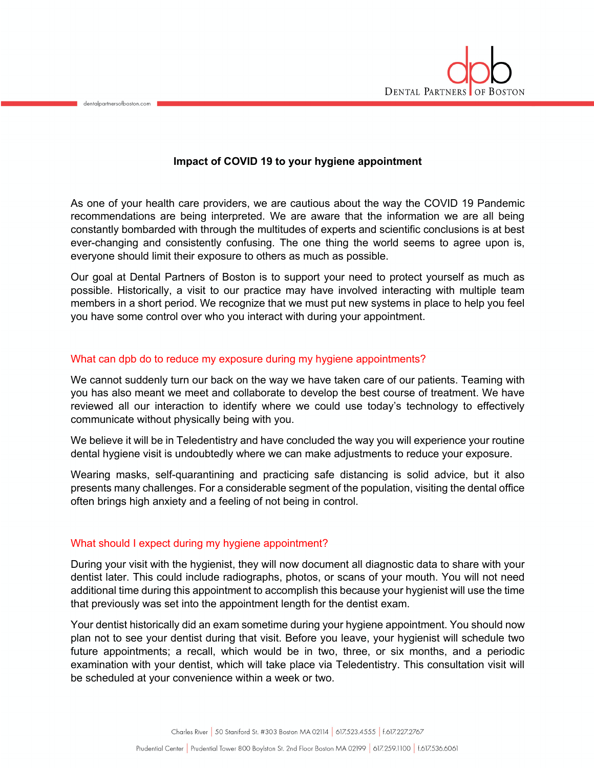# Impact of COVID 19 to your hygiene appointment

As one of your health care providers, we are cautious about the way the COVID 19 Pandemic recommendations are being interpreted. We are aware that the information we are all being constantly bombarded with through the multitudes of experts and scientific conclusions is at best ever-changing and consistently confusing. The one thing the world seems to agree upon is, everyone should limit their exposure to others as much as possible.

Our goal at Dental Partners of Boston is to support your need to protect yourself as much as possible. Historically, a visit to our practice may have involved interacting with multiple team members in a short period. We recognize that we must put new systems in place to help you feel you have some control over who you interact with during your appointment.

## What can dpb do to reduce my exposure during my hygiene appointments?

We cannot suddenly turn our back on the way we have taken care of our patients. Teaming with you has also meant we meet and collaborate to develop the best course of treatment. We have reviewed all our interaction to identify where we could use today's technology to effectively communicate without physically being with you.

We believe it will be in Teledentistry and have concluded the way you will experience your routine dental hygiene visit is undoubtedly where we can make adjustments to reduce your exposure.

Wearing masks, self-quarantining and practicing safe distancing is solid advice, but it also presents many challenges. For a considerable segment of the population, visiting the dental office often brings high anxiety and a feeling of not being in control.

## What should I expect during my hygiene appointment?

During your visit with the hygienist, they will now document all diagnostic data to share with your dentist later. This could include radiographs, photos, or scans of your mouth. You will not need additional time during this appointment to accomplish this because your hygienist will use the time that previously was set into the appointment length for the dentist exam.

Your dentist historically did an exam sometime during your hygiene appointment. You should now plan not to see your dentist during that visit. Before you leave, your hygienist will schedule two future appointments; a recall, which would be in two, three, or six months, and a periodic examination with your dentist, which will take place via Teledentistry. This consultation visit will be scheduled at your convenience within a week or two.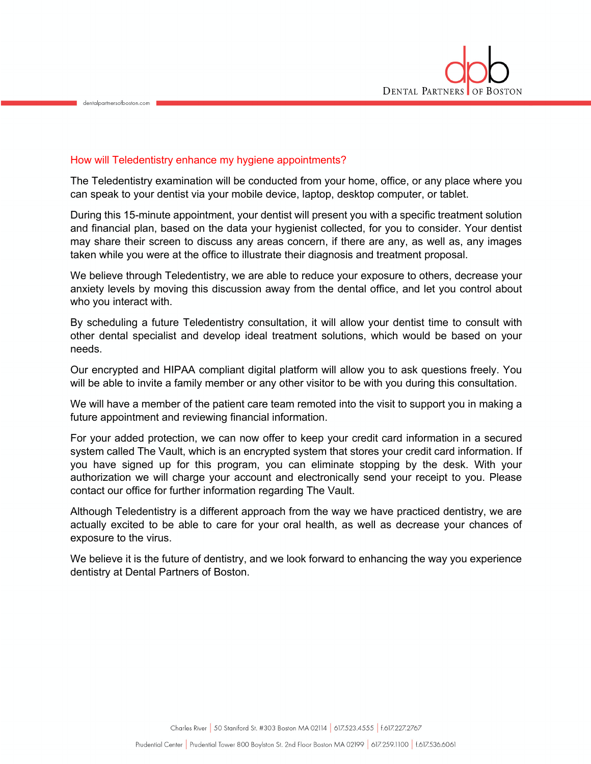### How will Teledentistry enhance my hygiene appointments?

The Teledentistry examination will be conducted from your home, office, or any place where you can speak to your dentist via your mobile device, laptop, desktop computer, or tablet.

During this 15-minute appointment, your dentist will present you with a specific treatment solution and financial plan, based on the data your hygienist collected, for you to consider. Your dentist may share their screen to discuss any areas concern, if there are any, as well as, any images taken while you were at the office to illustrate their diagnosis and treatment proposal.

We believe through Teledentistry, we are able to reduce your exposure to others, decrease your anxiety levels by moving this discussion away from the dental office, and let you control about who you interact with.

By scheduling a future Teledentistry consultation, it will allow your dentist time to consult with other dental specialist and develop ideal treatment solutions, which would be based on your needs.

Our encrypted and HIPAA compliant digital platform will allow you to ask questions freely. You will be able to invite a family member or any other visitor to be with you during this consultation.

We will have a member of the patient care team remoted into the visit to support you in making a future appointment and reviewing financial information.

For your added protection, we can now offer to keep your credit card information in a secured system called The Vault, which is an encrypted system that stores your credit card information. If you have signed up for this program, you can eliminate stopping by the desk. With your authorization we will charge your account and electronically send your receipt to you. Please contact our office for further information regarding The Vault.

Although Teledentistry is a different approach from the way we have practiced dentistry, we are actually excited to be able to care for your oral health, as well as decrease your chances of exposure to the virus.

We believe it is the future of dentistry, and we look forward to enhancing the way you experience dentistry at Dental Partners of Boston.